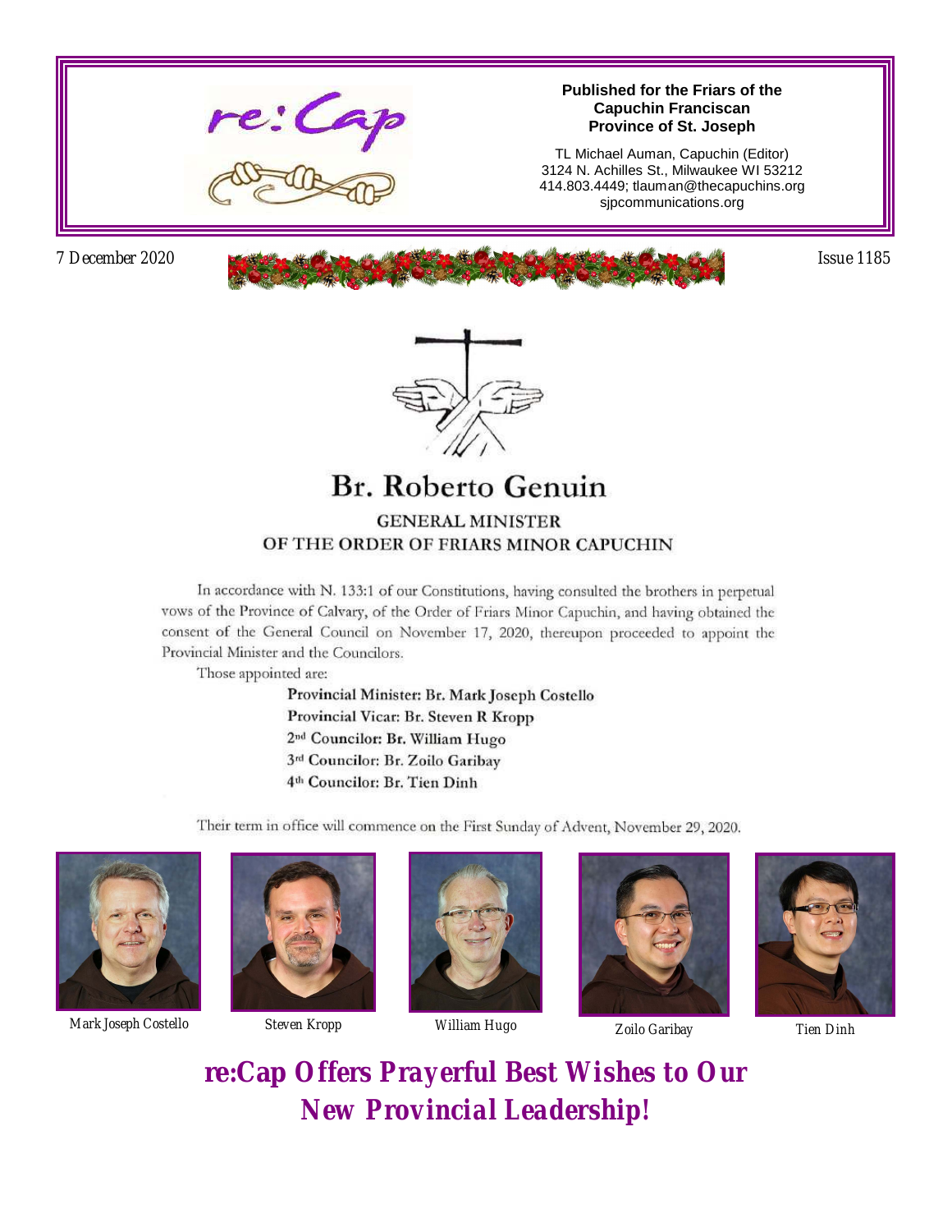re:Cap

**Published for the Friars of the Capuchin Franciscan Province of St. Joseph**

TL Michael Auman, Capuchin (Editor)
3124 N. Achilles St., Milwaukee WI 53212
414.803.4449; tlauman@thecapuchins.org
sjpcommunications.org

7 December 2020 — Issue 1185

# Br. Roberto Genuin

## GENERAL MINISTER OF THE ORDER OF FRIARS MINOR CAPUCHIN

In accordance with N. 133:1 of our Constitutions, having consulted the brothers in perpetual vows of the Province of Calvary, of the Order of Friars Minor Capuchin, and having obtained the consent of the General Council on November 17, 2020, thereupon proceeded to appoint the Provincial Minister and the Councilors.

Those appointed are:

**Provincial Minister: Br. Mark Joseph Costello**
**Provincial Vicar: Br. Steven R Kropp**
**2nd Councilor: Br. William Hugo**
**3rd Councilor: Br. Zoilo Garibay**
**4th Councilor: Br. Tien Dinh**

Their term in office will commence on the First Sunday of Advent, November 29, 2020.

Mark Joseph Costello — Steven Kropp — William Hugo — Zoilo Garibay — Tien Dinh

## re:Cap Offers Prayerful Best Wishes to Our New Provincial Leadership!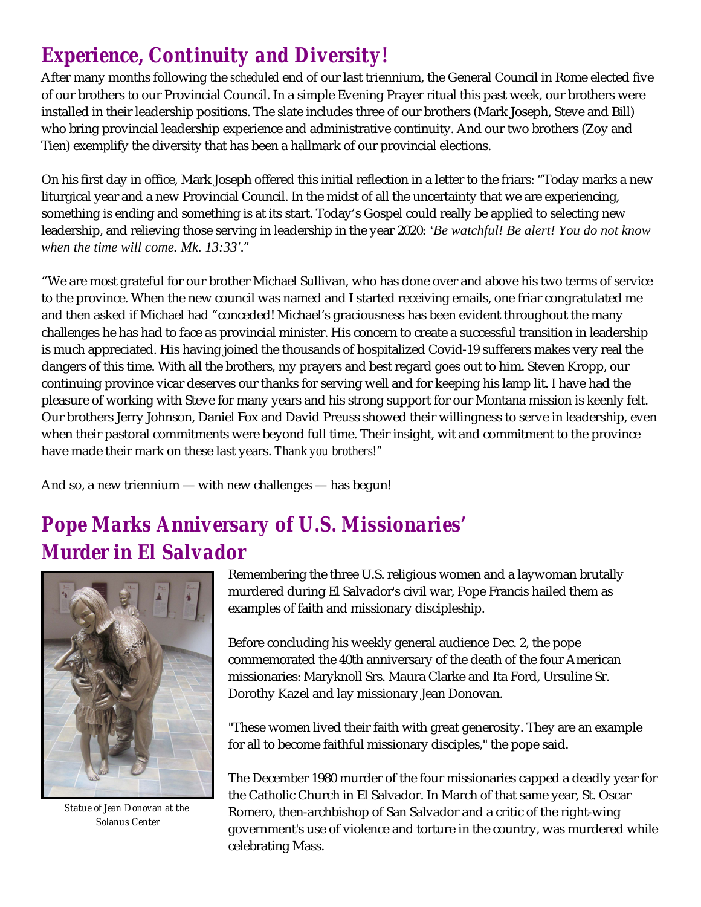## Experience, Continuity and Diversity!

After many months following the *scheduled* end of our last triennium, the General Council in Rome elected five of our brothers to our Provincial Council. In a simple Evening Prayer ritual this past week, our brothers were installed in their leadership positions. The slate includes three of our brothers (Mark Joseph, Steve and Bill) who bring provincial leadership experience and administrative continuity. And our two brothers (Zoy and Tien) exemplify the diversity that has been a hallmark of our provincial elections.

On his first day in office, Mark Joseph offered this initial reflection in a letter to the friars: "Today marks a new liturgical year and a new Provincial Council. In the midst of all the uncertainty that we are experiencing, something is ending and something is at its start. Today's Gospel could really be applied to selecting new leadership, and relieving those serving in leadership in the year 2020: '*Be watchful! Be alert! You do not know when the time will come. Mk. 13:33'*."

"We are most grateful for our brother Michael Sullivan, who has done over and above his two terms of service to the province. When the new council was named and I started receiving emails, one friar congratulated me and then asked if Michael had "conceded! Michael's graciousness has been evident throughout the many challenges he has had to face as provincial minister. His concern to create a successful transition in leadership is much appreciated. His having joined the thousands of hospitalized Covid-19 sufferers makes very real the dangers of this time. With all the brothers, my prayers and best regard goes out to him. Steven Kropp, our continuing province vicar deserves our thanks for serving well and for keeping his lamp lit. I have had the pleasure of working with Steve for many years and his strong support for our Montana mission is keenly felt. Our brothers Jerry Johnson, Daniel Fox and David Preuss showed their willingness to serve in leadership, even when their pastoral commitments were beyond full time. Their insight, wit and commitment to the province have made their mark on these last years. *Thank you brothers!"*

And so, a new triennium — with new challenges — has begun!

## Pope Marks Anniversary of U.S. Missionaries' Murder in El Salvador

*Statue of Jean Donovan at the Solanus Center*

Remembering the three U.S. religious women and a laywoman brutally murdered during El Salvador's civil war, Pope Francis hailed them as examples of faith and missionary discipleship.

Before concluding his weekly general audience Dec. 2, the pope commemorated the 40th anniversary of the death of the four American missionaries: Maryknoll Srs. Maura Clarke and Ita Ford, Ursuline Sr. Dorothy Kazel and lay missionary Jean Donovan.

"These women lived their faith with great generosity. They are an example for all to become faithful missionary disciples," the pope said.

The December 1980 murder of the four missionaries capped a deadly year for the Catholic Church in El Salvador. In March of that same year, St. Oscar Romero, then-archbishop of San Salvador and a critic of the right-wing government's use of violence and torture in the country, was murdered while celebrating Mass.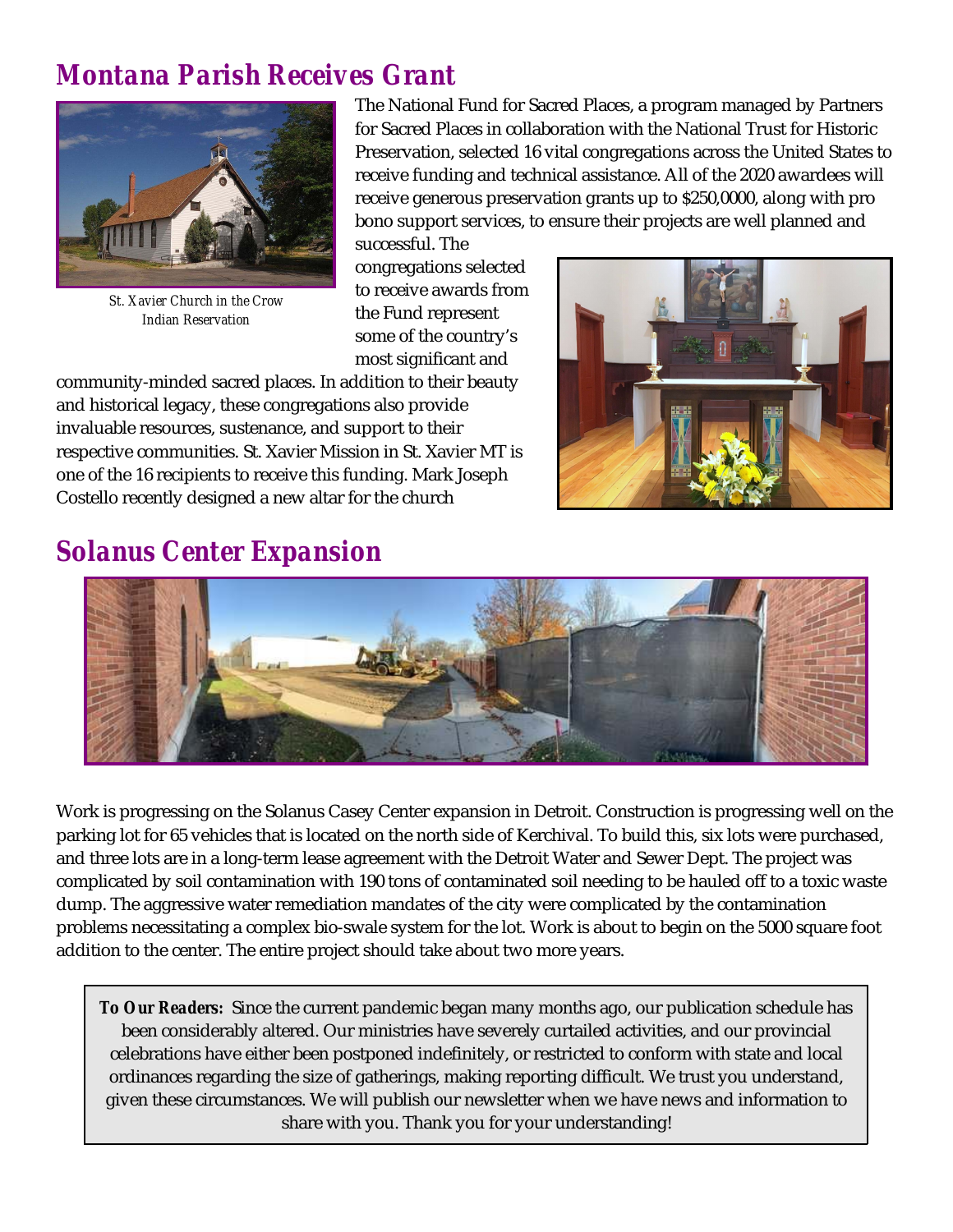## Montana Parish Receives Grant

St. Xavier Church in the Crow Indian Reservation

The National Fund for Sacred Places, a program managed by Partners for Sacred Places in collaboration with the National Trust for Historic Preservation, selected 16 vital congregations across the United States to receive funding and technical assistance. All of the 2020 awardees will receive generous preservation grants up to $250,0000, along with pro bono support services, to ensure their projects are well planned and successful. The congregations selected to receive awards from the Fund represent some of the country's most significant and community-minded sacred places. In addition to their beauty and historical legacy, these congregations also provide invaluable resources, sustenance, and support to their respective communities. St. Xavier Mission in St. Xavier MT is one of the 16 recipients to receive this funding. Mark Joseph Costello recently designed a new altar for the church

## Solanus Center Expansion

Work is progressing on the Solanus Casey Center expansion in Detroit. Construction is progressing well on the parking lot for 65 vehicles that is located on the north side of Kerchival. To build this, six lots were purchased, and three lots are in a long-term lease agreement with the Detroit Water and Sewer Dept. The project was complicated by soil contamination with 190 tons of contaminated soil needing to be hauled off to a toxic waste dump. The aggressive water remediation mandates of the city were complicated by the contamination problems necessitating a complex bio-swale system for the lot. Work is about to begin on the 5000 square foot addition to the center. The entire project should take about two more years.

**To Our Readers:** Since the current pandemic began many months ago, our publication schedule has been considerably altered. Our ministries have severely curtailed activities, and our provincial celebrations have either been postponed indefinitely, or restricted to conform with state and local ordinances regarding the size of gatherings, making reporting difficult. We trust you understand, given these circumstances. We will publish our newsletter when we have news and information to share with you. Thank you for your understanding!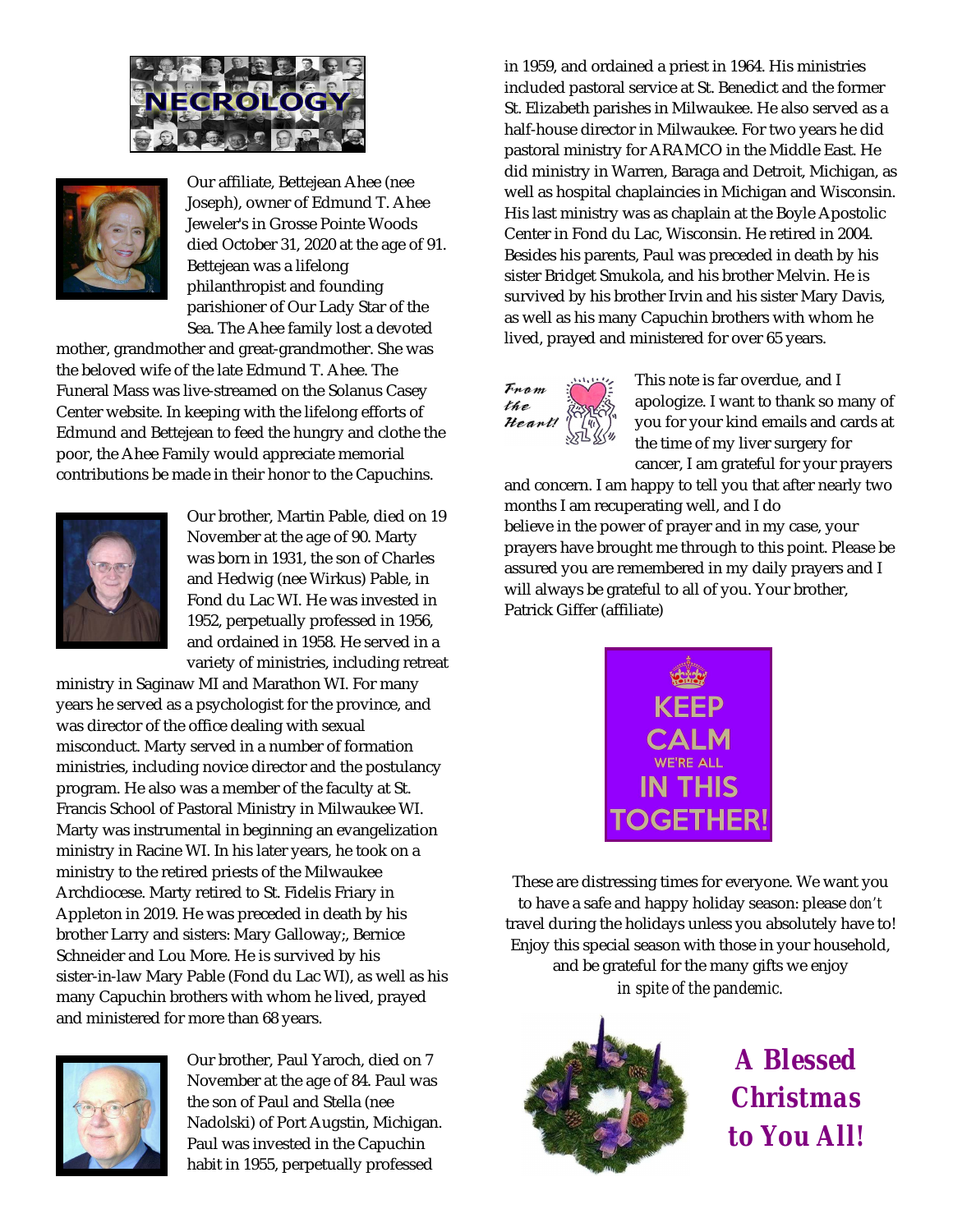# NECROLOGY

Our affiliate, Bettejean Ahee (nee Joseph), owner of Edmund T. Ahee Jeweler's in Grosse Pointe Woods died October 31, 2020 at the age of 91. Bettejean was a lifelong philanthropist and founding parishioner of Our Lady Star of the Sea. The Ahee family lost a devoted mother, grandmother and great-grandmother. She was the beloved wife of the late Edmund T. Ahee. The Funeral Mass was live-streamed on the Solanus Casey Center website. In keeping with the lifelong efforts of Edmund and Bettejean to feed the hungry and clothe the poor, the Ahee Family would appreciate memorial contributions be made in their honor to the Capuchins.

Our brother, Martin Pable, died on 19 November at the age of 90. Marty was born in 1931, the son of Charles and Hedwig (nee Wirkus) Pable, in Fond du Lac WI. He was invested in 1952, perpetually professed in 1956, and ordained in 1958. He served in a variety of ministries, including retreat ministry in Saginaw MI and Marathon WI. For many years he served as a psychologist for the province, and was director of the office dealing with sexual misconduct. Marty served in a number of formation ministries, including novice director and the postulancy program. He also was a member of the faculty at St. Francis School of Pastoral Ministry in Milwaukee WI. Marty was instrumental in beginning an evangelization ministry in Racine WI. In his later years, he took on a ministry to the retired priests of the Milwaukee Archdiocese. Marty retired to St. Fidelis Friary in Appleton in 2019. He was preceded in death by his brother Larry and sisters: Mary Galloway;, Bernice Schneider and Lou More. He is survived by his sister-in-law Mary Pable (Fond du Lac WI), as well as his many Capuchin brothers with whom he lived, prayed and ministered for more than 68 years.

Our brother, Paul Yaroch, died on 7 November at the age of 84. Paul was the son of Paul and Stella (nee Nadolski) of Port Augstin, Michigan. Paul was invested in the Capuchin habit in 1955, perpetually professed in 1959, and ordained a priest in 1964. His ministries included pastoral service at St. Benedict and the former St. Elizabeth parishes in Milwaukee. He also served as a half-house director in Milwaukee. For two years he did pastoral ministry for ARAMCO in the Middle East. He did ministry in Warren, Baraga and Detroit, Michigan, as well as hospital chaplaincies in Michigan and Wisconsin. His last ministry was as chaplain at the Boyle Apostolic Center in Fond du Lac, Wisconsin. He retired in 2004. Besides his parents, Paul was preceded in death by his sister Bridget Smukola, and his brother Melvin. He is survived by his brother Irvin and his sister Mary Davis, as well as his many Capuchin brothers with whom he lived, prayed and ministered for over 65 years.

*From the Heart!*

This note is far overdue, and I apologize. I want to thank so many of you for your kind emails and cards at the time of my liver surgery for cancer, I am grateful for your prayers and concern. I am happy to tell you that after nearly two months I am recuperating well, and I do believe in the power of prayer and in my case, your prayers have brought me through to this point. Please be assured you are remembered in my daily prayers and I will always be grateful to all of you. Your brother, Patrick Giffer (affiliate)

KEEP CALM WE'RE ALL IN THIS TOGETHER!

These are distressing times for everyone. We want you to have a safe and happy holiday season: please *don't* travel during the holidays unless you absolutely have to! Enjoy this special season with those in your household, and be grateful for the many gifts we enjoy *in spite of the pandemic.*

**A Blessed Christmas to You All!**